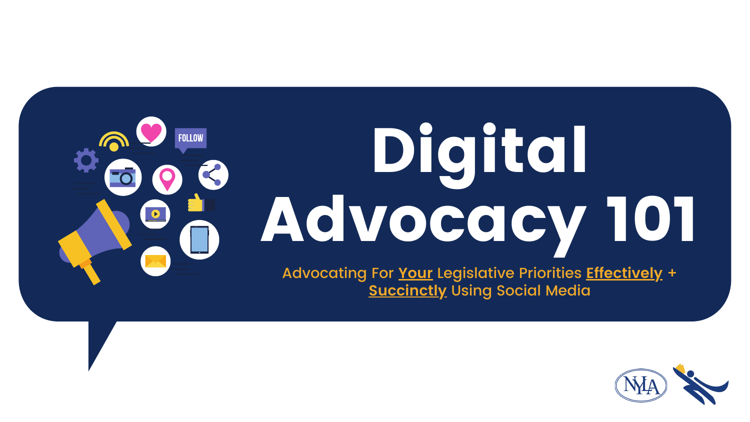# Digital Advocacy 101

Advocating For **Your** Legislative Priorities **Effectively** + **Succinctly** Using Social Media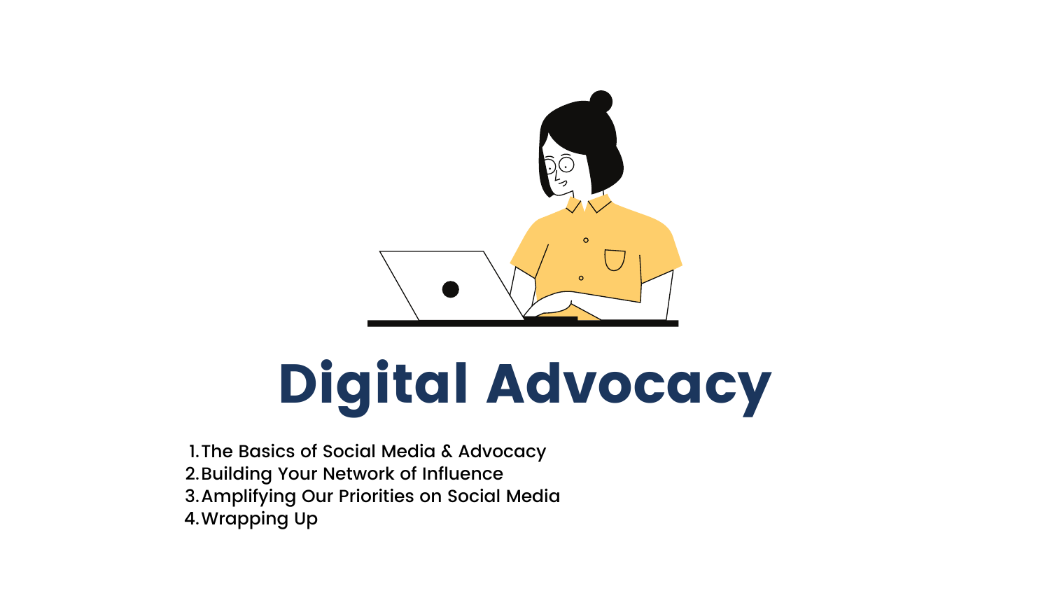# Digital Advocacy

1. The Basics of Social Media & Advocacy
2. Building Your Network of Influence
3. Amplifying Our Priorities on Social Media
4. Wrapping Up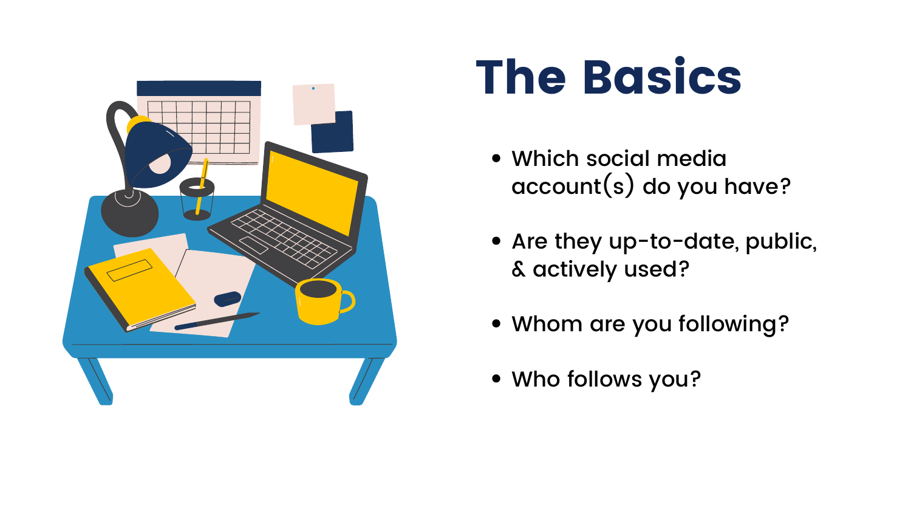# The Basics

- Which social media account(s) do you have?
- Are they up-to-date, public, & actively used?
- Whom are you following?
- Who follows you?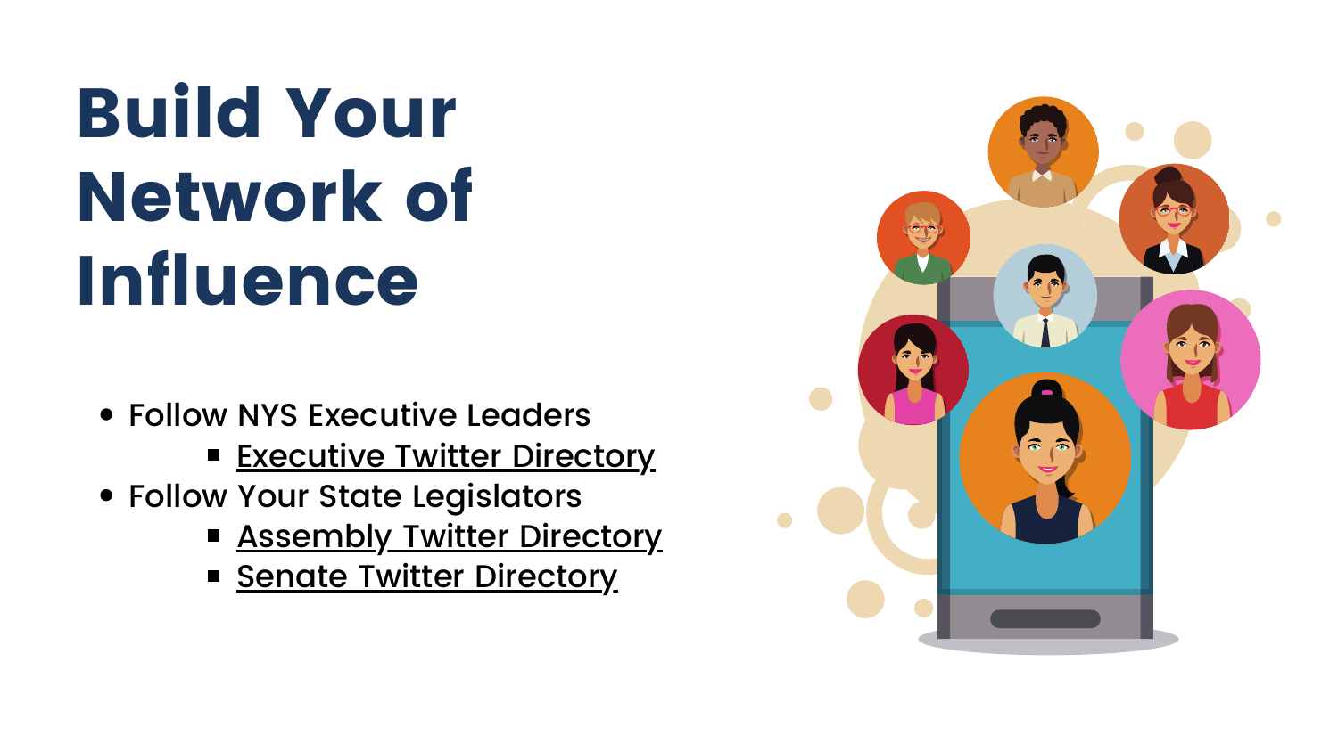# Build Your Network of Influence

- Follow NYS Executive Leaders
    - Executive Twitter Directory
- Follow Your State Legislators
    - Assembly Twitter Directory
    - Senate Twitter Directory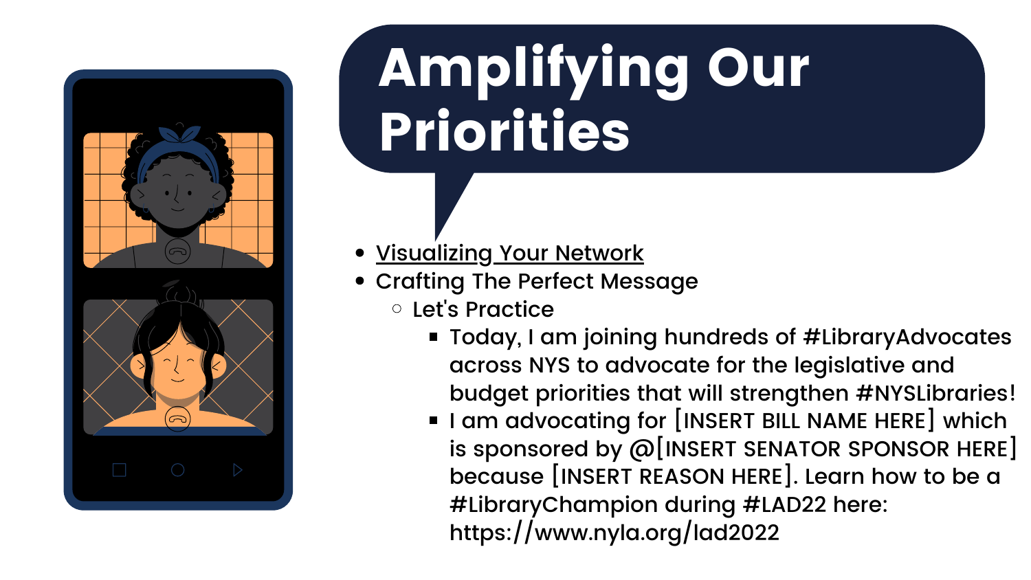# Amplifying Our Priorities

- Visualizing Your Network
- Crafting The Perfect Message
  - Let's Practice
    - Today, I am joining hundreds of #LibraryAdvocates across NYS to advocate for the legislative and budget priorities that will strengthen #NYSLibraries!
    - I am advocating for [INSERT BILL NAME HERE] which is sponsored by @[INSERT SENATOR SPONSOR HERE] because [INSERT REASON HERE]. Learn how to be a #LibraryChampion during #LAD22 here: https://www.nyla.org/lad2022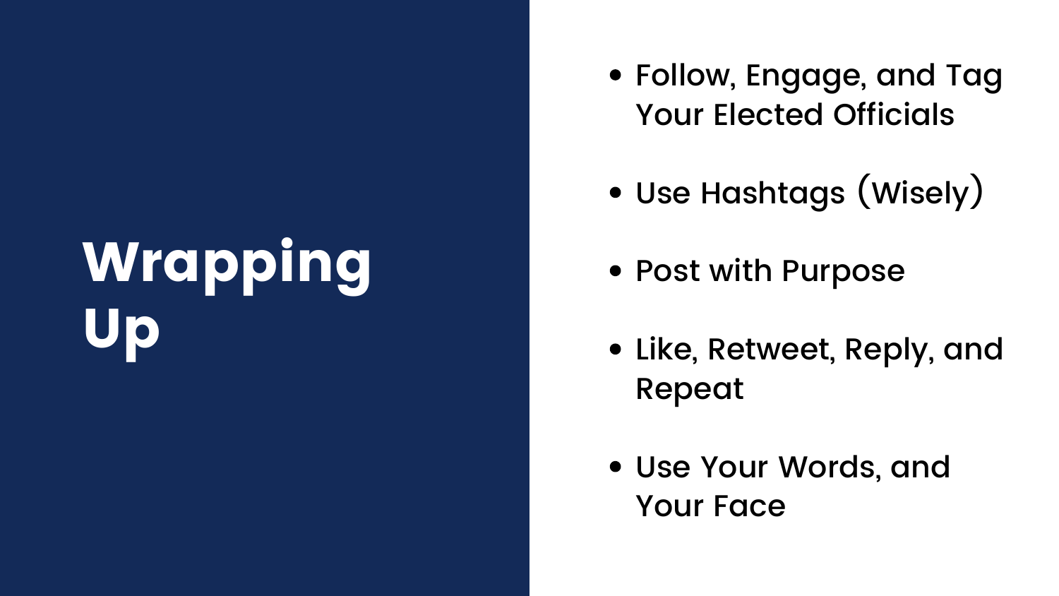# Wrapping Up

- Follow, Engage, and Tag Your Elected Officials
- Use Hashtags (Wisely)
- Post with Purpose
- Like, Retweet, Reply, and Repeat
- Use Your Words, and Your Face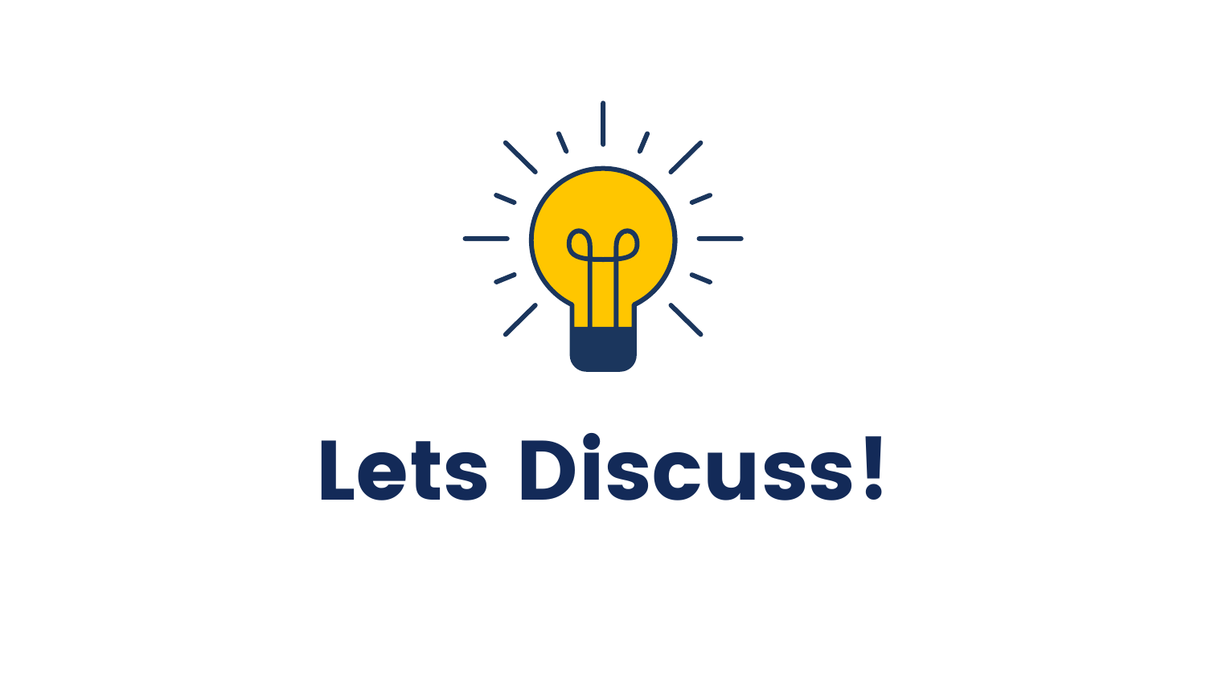# Lets Discuss!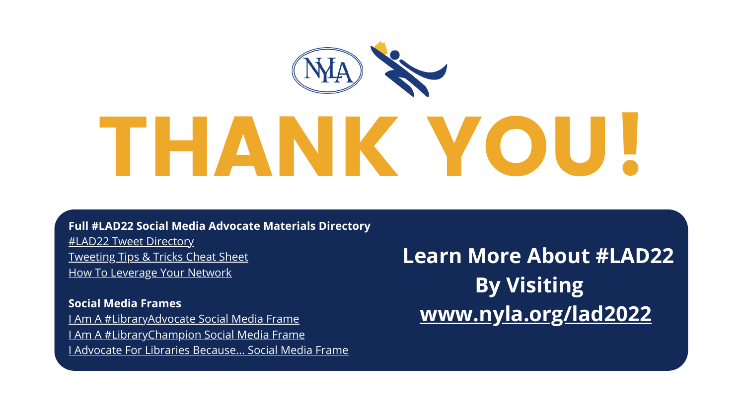# THANK YOU!

**Full #LAD22 Social Media Advocate Materials Directory**

#LAD22 Tweet Directory
Tweeting Tips & Tricks Cheat Sheet
How To Leverage Your Network

**Social Media Frames**

I Am A #LibraryAdvocate Social Media Frame
I Am A #LibraryChampion Social Media Frame
I Advocate For Libraries Because... Social Media Frame

**Learn More About #LAD22 By Visiting www.nyla.org/lad2022**